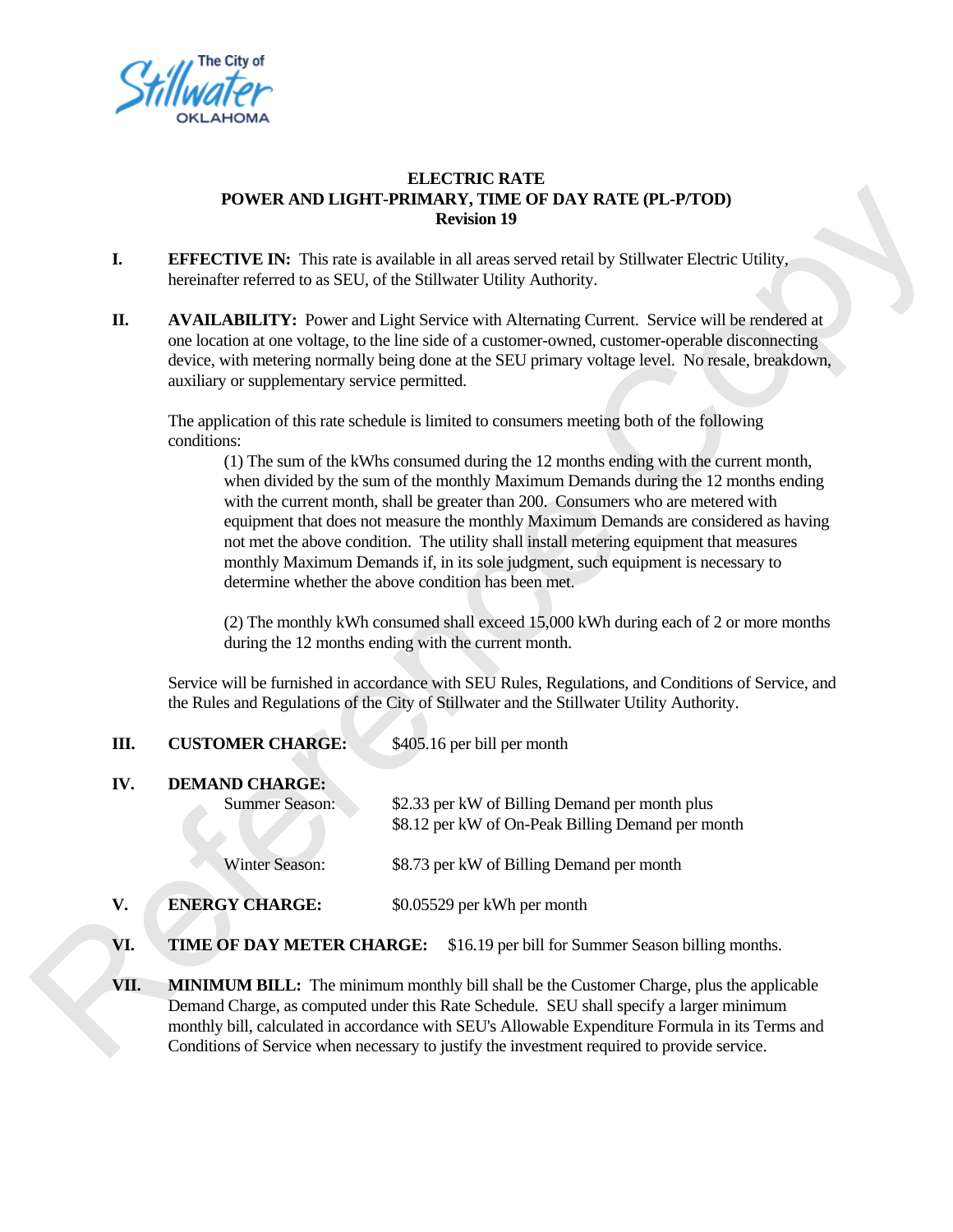The City of Stillwater OKLAHOMA

# ELECTRIC RATE
## POWER AND LIGHT-PRIMARY, TIME OF DAY RATE (PL-P/TOD)
### Revision 19

**I. EFFECTIVE IN:** This rate is available in all areas served retail by Stillwater Electric Utility, hereinafter referred to as SEU, of the Stillwater Utility Authority.

**II. AVAILABILITY:** Power and Light Service with Alternating Current. Service will be rendered at one location at one voltage, to the line side of a customer-owned, customer-operable disconnecting device, with metering normally being done at the SEU primary voltage level. No resale, breakdown, auxiliary or supplementary service permitted.

The application of this rate schedule is limited to consumers meeting both of the following conditions:

(1) The sum of the kWhs consumed during the 12 months ending with the current month, when divided by the sum of the monthly Maximum Demands during the 12 months ending with the current month, shall be greater than 200. Consumers who are metered with equipment that does not measure the monthly Maximum Demands are considered as having not met the above condition. The utility shall install metering equipment that measures monthly Maximum Demands if, in its sole judgment, such equipment is necessary to determine whether the above condition has been met.

(2) The monthly kWh consumed shall exceed 15,000 kWh during each of 2 or more months during the 12 months ending with the current month.

Service will be furnished in accordance with SEU Rules, Regulations, and Conditions of Service, and the Rules and Regulations of the City of Stillwater and the Stillwater Utility Authority.

**III. CUSTOMER CHARGE:** $405.16 per bill per month

**IV. DEMAND CHARGE:**

Summer Season: $2.33 per kW of Billing Demand per month plus
$8.12 per kW of On-Peak Billing Demand per month

Winter Season: $8.73 per kW of Billing Demand per month

**V. ENERGY CHARGE:** $0.05529 per kWh per month

**VI. TIME OF DAY METER CHARGE:** $16.19 per bill for Summer Season billing months.

**VII. MINIMUM BILL:** The minimum monthly bill shall be the Customer Charge, plus the applicable Demand Charge, as computed under this Rate Schedule. SEU shall specify a larger minimum monthly bill, calculated in accordance with SEU's Allowable Expenditure Formula in its Terms and Conditions of Service when necessary to justify the investment required to provide service.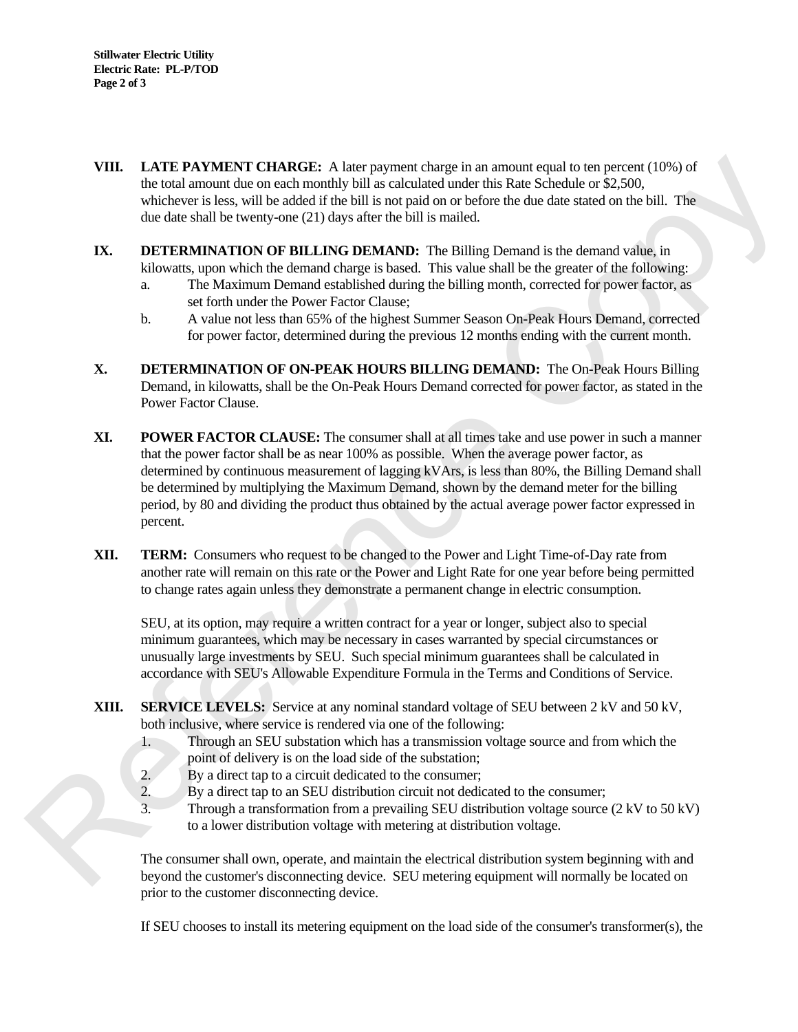**VIII. LATE PAYMENT CHARGE:** A later payment charge in an amount equal to ten percent (10%) of the total amount due on each monthly bill as calculated under this Rate Schedule or $2,500, whichever is less, will be added if the bill is not paid on or before the due date stated on the bill. The due date shall be twenty-one (21) days after the bill is mailed.

**IX. DETERMINATION OF BILLING DEMAND:** The Billing Demand is the demand value, in kilowatts, upon which the demand charge is based. This value shall be the greater of the following:

a. The Maximum Demand established during the billing month, corrected for power factor, as set forth under the Power Factor Clause;

b. A value not less than 65% of the highest Summer Season On-Peak Hours Demand, corrected for power factor, determined during the previous 12 months ending with the current month.

**X. DETERMINATION OF ON-PEAK HOURS BILLING DEMAND:** The On-Peak Hours Billing Demand, in kilowatts, shall be the On-Peak Hours Demand corrected for power factor, as stated in the Power Factor Clause.

**XI. POWER FACTOR CLAUSE:** The consumer shall at all times take and use power in such a manner that the power factor shall be as near 100% as possible. When the average power factor, as determined by continuous measurement of lagging kVArs, is less than 80%, the Billing Demand shall be determined by multiplying the Maximum Demand, shown by the demand meter for the billing period, by 80 and dividing the product thus obtained by the actual average power factor expressed in percent.

**XII. TERM:** Consumers who request to be changed to the Power and Light Time-of-Day rate from another rate will remain on this rate or the Power and Light Rate for one year before being permitted to change rates again unless they demonstrate a permanent change in electric consumption.

SEU, at its option, may require a written contract for a year or longer, subject also to special minimum guarantees, which may be necessary in cases warranted by special circumstances or unusually large investments by SEU. Such special minimum guarantees shall be calculated in accordance with SEU's Allowable Expenditure Formula in the Terms and Conditions of Service.

**XIII. SERVICE LEVELS:** Service at any nominal standard voltage of SEU between 2 kV and 50 kV, both inclusive, where service is rendered via one of the following:

1. Through an SEU substation which has a transmission voltage source and from which the point of delivery is on the load side of the substation;
2. By a direct tap to a circuit dedicated to the consumer;
2. By a direct tap to an SEU distribution circuit not dedicated to the consumer;
3. Through a transformation from a prevailing SEU distribution voltage source (2 kV to 50 kV) to a lower distribution voltage with metering at distribution voltage.

The consumer shall own, operate, and maintain the electrical distribution system beginning with and beyond the customer's disconnecting device. SEU metering equipment will normally be located on prior to the customer disconnecting device.

If SEU chooses to install its metering equipment on the load side of the consumer's transformer(s), the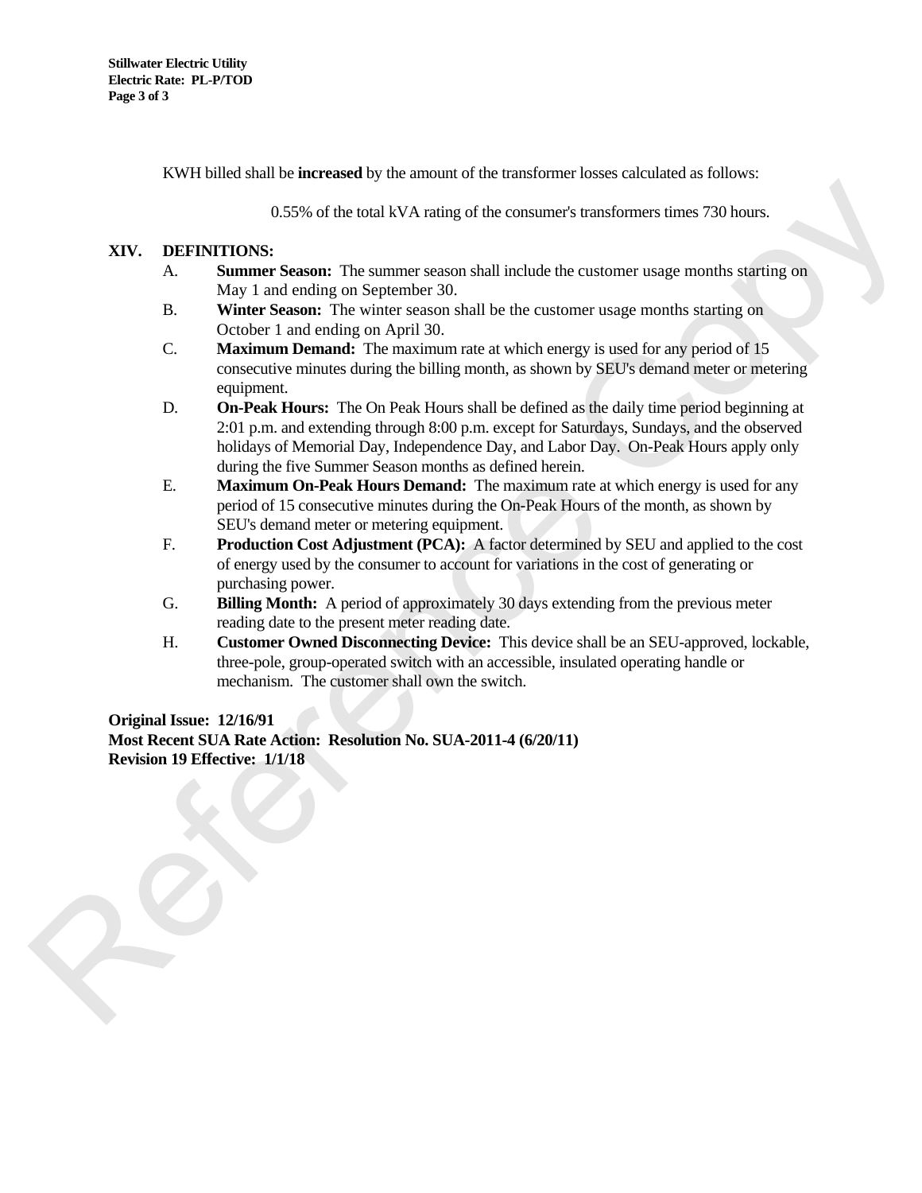KWH billed shall be **increased** by the amount of the transformer losses calculated as follows:

0.55% of the total kVA rating of the consumer's transformers times 730 hours.

## XIV. DEFINITIONS:

A. **Summer Season:** The summer season shall include the customer usage months starting on May 1 and ending on September 30.

B. **Winter Season:** The winter season shall be the customer usage months starting on October 1 and ending on April 30.

C. **Maximum Demand:** The maximum rate at which energy is used for any period of 15 consecutive minutes during the billing month, as shown by SEU's demand meter or metering equipment.

D. **On-Peak Hours:** The On Peak Hours shall be defined as the daily time period beginning at 2:01 p.m. and extending through 8:00 p.m. except for Saturdays, Sundays, and the observed holidays of Memorial Day, Independence Day, and Labor Day. On-Peak Hours apply only during the five Summer Season months as defined herein.

E. **Maximum On-Peak Hours Demand:** The maximum rate at which energy is used for any period of 15 consecutive minutes during the On-Peak Hours of the month, as shown by SEU's demand meter or metering equipment.

F. **Production Cost Adjustment (PCA):** A factor determined by SEU and applied to the cost of energy used by the consumer to account for variations in the cost of generating or purchasing power.

G. **Billing Month:** A period of approximately 30 days extending from the previous meter reading date to the present meter reading date.

H. **Customer Owned Disconnecting Device:** This device shall be an SEU-approved, lockable, three-pole, group-operated switch with an accessible, insulated operating handle or mechanism. The customer shall own the switch.

**Original Issue: 12/16/91**
**Most Recent SUA Rate Action: Resolution No. SUA-2011-4 (6/20/11)**
**Revision 19 Effective: 1/1/18**